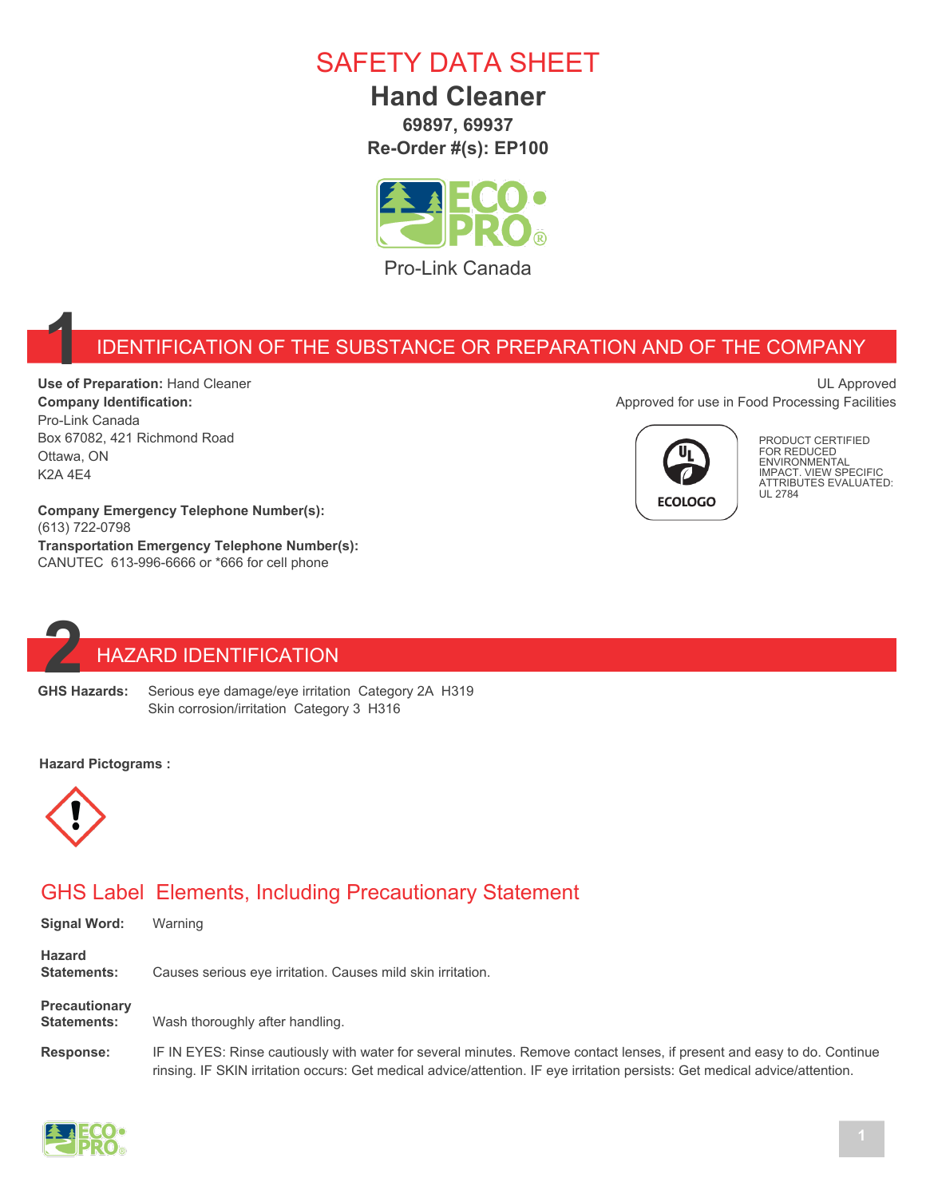# SAFETY DATA SHEET

## Hand Cleaner

**69897, 69937**

**Re-Order #(s): EP100**

Pro-Link Canada

## 1 IDENTIFICATION OF THE SUBSTANCE OR PREPARATION AND OF THE COMPANY

**Use of Preparation:** Hand Cleaner

**Company Identification:**
Pro-Link Canada
Box 67082, 421 Richmond Road
Ottawa, ON
K2A 4E4

**Company Emergency Telephone Number(s):**
(613) 722-0798

**Transportation Emergency Telephone Number(s):**
CANUTEC 613-996-6666 or *666 for cell phone

UL Approved
Approved for use in Food Processing Facilities

ECOLOGO

PRODUCT CERTIFIED FOR REDUCED ENVIRONMENTAL IMPACT. VIEW SPECIFIC ATTRIBUTES EVALUATED: UL 2784

## 2 HAZARD IDENTIFICATION

**GHS Hazards:** Serious eye damage/eye irritation Category 2A H319
Skin corrosion/irritation Category 3 H316

**Hazard Pictograms :**

### GHS Label Elements, Including Precautionary Statement

**Signal Word:** Warning

**Hazard Statements:** Causes serious eye irritation. Causes mild skin irritation.

**Precautionary Statements:** Wash thoroughly after handling.

**Response:** IF IN EYES: Rinse cautiously with water for several minutes. Remove contact lenses, if present and easy to do. Continue rinsing. IF SKIN irritation occurs: Get medical advice/attention. IF eye irritation persists: Get medical advice/attention.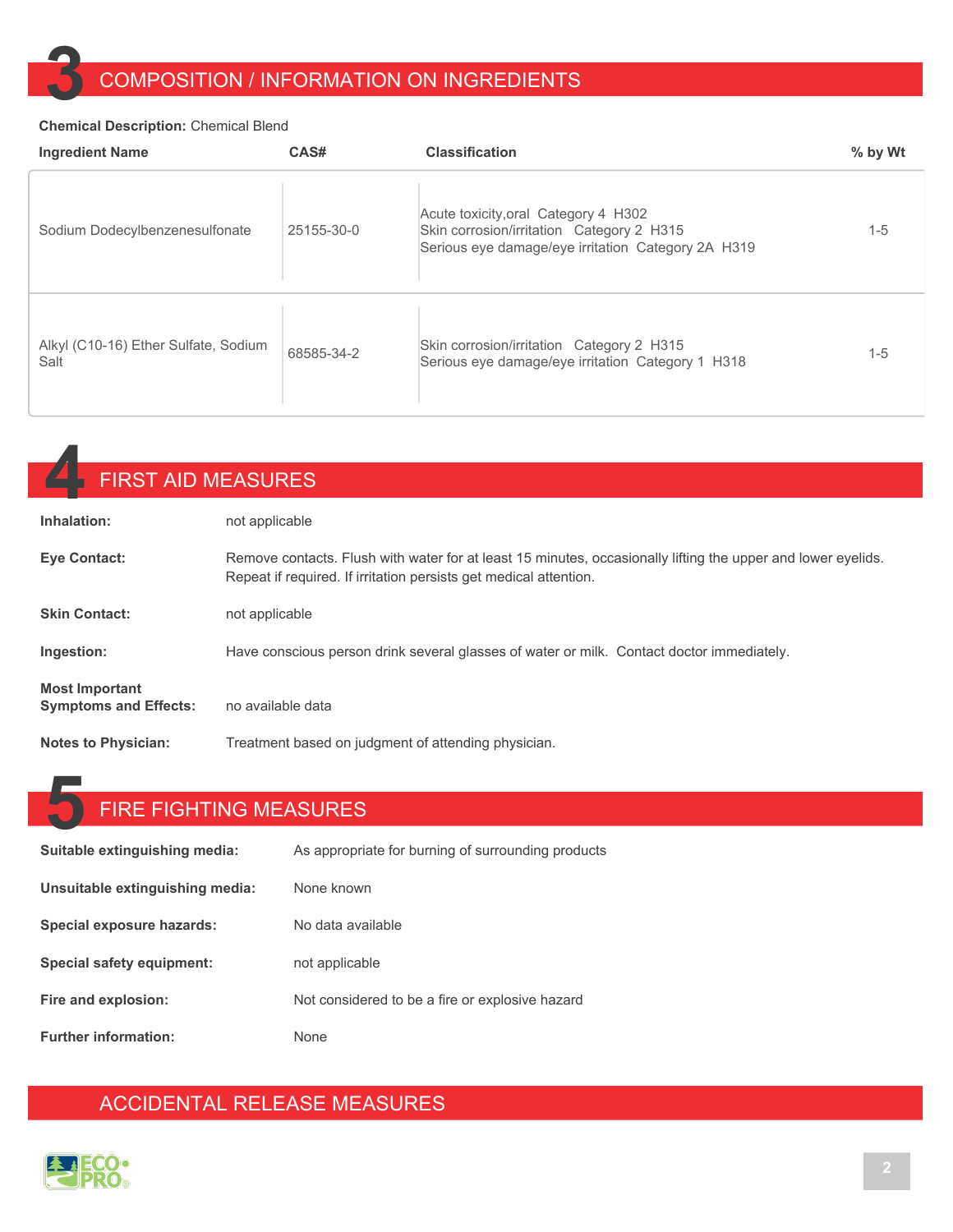## 3 COMPOSITION / INFORMATION ON INGREDIENTS

**Chemical Description:** Chemical Blend

| Ingredient Name | CAS# | Classification | % by Wt |
|---|---|---|---|
| Sodium Dodecylbenzenesulfonate | 25155-30-0 | Acute toxicity,oral Category 4 H302<br>Skin corrosion/irritation Category 2 H315<br>Serious eye damage/eye irritation Category 2A H319 | 1-5 |
| Alkyl (C10-16) Ether Sulfate, Sodium Salt | 68585-34-2 | Skin corrosion/irritation Category 2 H315<br>Serious eye damage/eye irritation Category 1 H318 | 1-5 |

## 4 FIRST AID MEASURES

**Inhalation:** not applicable

**Eye Contact:** Remove contacts. Flush with water for at least 15 minutes, occasionally lifting the upper and lower eyelids. Repeat if required. If irritation persists get medical attention.

**Skin Contact:** not applicable

**Ingestion:** Have conscious person drink several glasses of water or milk. Contact doctor immediately.

**Most Important Symptoms and Effects:** no available data

**Notes to Physician:** Treatment based on judgment of attending physician.

## 5 FIRE FIGHTING MEASURES

**Suitable extinguishing media:** As appropriate for burning of surrounding products

**Unsuitable extinguishing media:** None known

**Special exposure hazards:** No data available

**Special safety equipment:** not applicable

**Fire and explosion:** Not considered to be a fire or explosive hazard

**Further information:** None

## ACCIDENTAL RELEASE MEASURES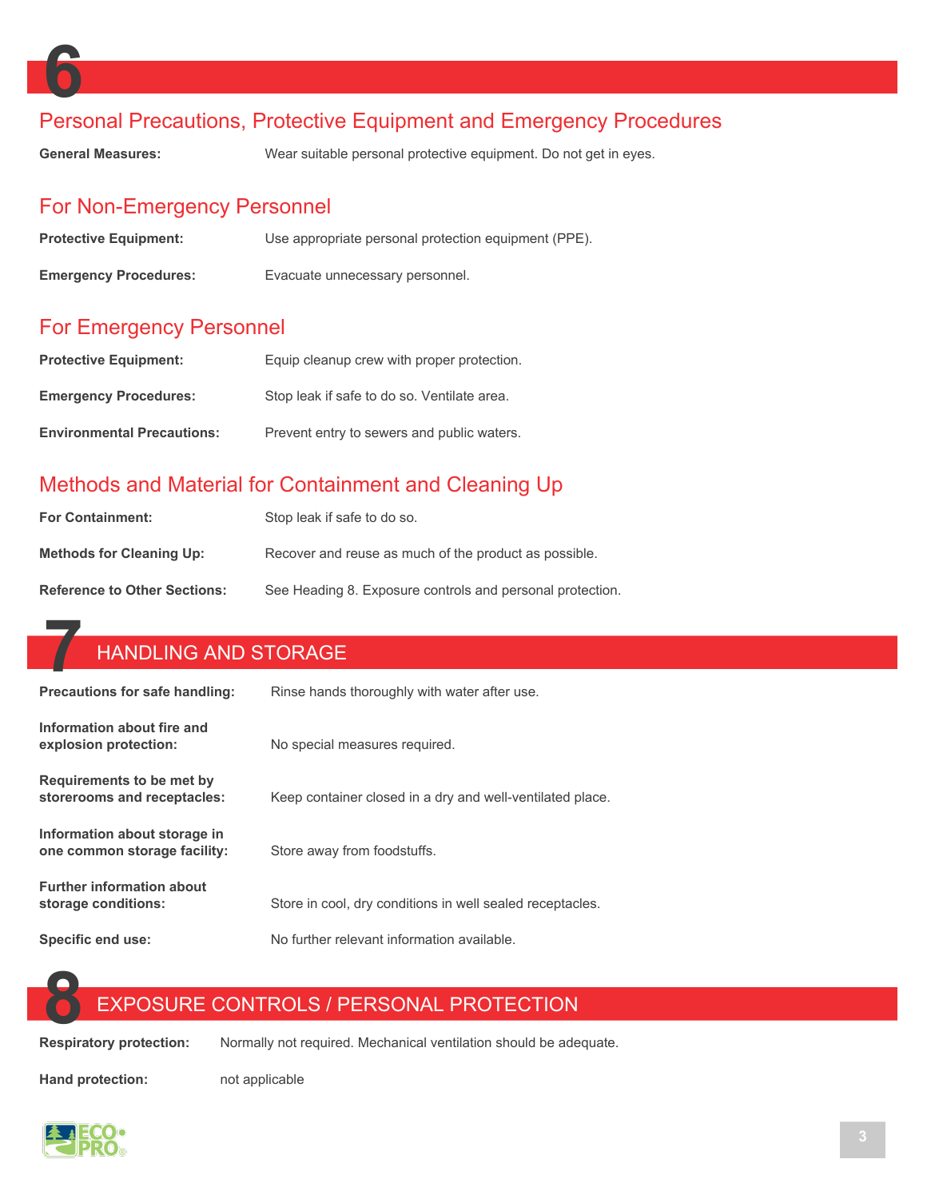# 6

## Personal Precautions, Protective Equipment and Emergency Procedures

**General Measures:** Wear suitable personal protective equipment. Do not get in eyes.

## For Non-Emergency Personnel

**Protective Equipment:** Use appropriate personal protection equipment (PPE).

**Emergency Procedures:** Evacuate unnecessary personnel.

## For Emergency Personnel

**Protective Equipment:** Equip cleanup crew with proper protection.

**Emergency Procedures:** Stop leak if safe to do so. Ventilate area.

**Environmental Precautions:** Prevent entry to sewers and public waters.

## Methods and Material for Containment and Cleaning Up

**For Containment:** Stop leak if safe to do so.

**Methods for Cleaning Up:** Recover and reuse as much of the product as possible.

**Reference to Other Sections:** See Heading 8. Exposure controls and personal protection.

# 7 HANDLING AND STORAGE

**Precautions for safe handling:** Rinse hands thoroughly with water after use.

**Information about fire and explosion protection:** No special measures required.

**Requirements to be met by storerooms and receptacles:** Keep container closed in a dry and well-ventilated place.

**Information about storage in one common storage facility:** Store away from foodstuffs.

**Further information about storage conditions:** Store in cool, dry conditions in well sealed receptacles.

**Specific end use:** No further relevant information available.

# 8 EXPOSURE CONTROLS / PERSONAL PROTECTION

**Respiratory protection:** Normally not required. Mechanical ventilation should be adequate.

**Hand protection:** not applicable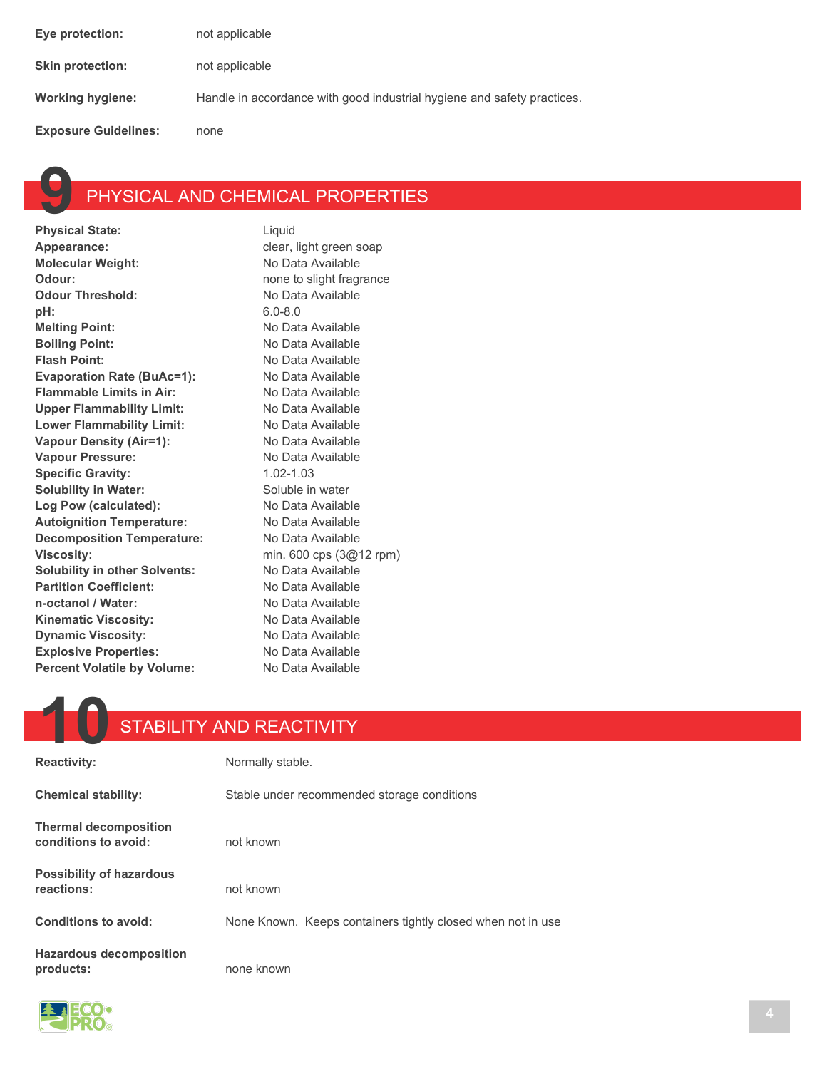**Eye protection:** not applicable

**Skin protection:** not applicable

**Working hygiene:** Handle in accordance with good industrial hygiene and safety practices.

**Exposure Guidelines:** none

## 9 PHYSICAL AND CHEMICAL PROPERTIES

| | |
|---|---|
| **Physical State:** | Liquid |
| **Appearance:** | clear, light green soap |
| **Molecular Weight:** | No Data Available |
| **Odour:** | none to slight fragrance |
| **Odour Threshold:** | No Data Available |
| **pH:** | 6.0-8.0 |
| **Melting Point:** | No Data Available |
| **Boiling Point:** | No Data Available |
| **Flash Point:** | No Data Available |
| **Evaporation Rate (BuAc=1):** | No Data Available |
| **Flammable Limits in Air:** | No Data Available |
| **Upper Flammability Limit:** | No Data Available |
| **Lower Flammability Limit:** | No Data Available |
| **Vapour Density (Air=1):** | No Data Available |
| **Vapour Pressure:** | No Data Available |
| **Specific Gravity:** | 1.02-1.03 |
| **Solubility in Water:** | Soluble in water |
| **Log Pow (calculated):** | No Data Available |
| **Autoignition Temperature:** | No Data Available |
| **Decomposition Temperature:** | No Data Available |
| **Viscosity:** | min. 600 cps (3@12 rpm) |
| **Solubility in other Solvents:** | No Data Available |
| **Partition Coefficient:** | No Data Available |
| **n-octanol / Water:** | No Data Available |
| **Kinematic Viscosity:** | No Data Available |
| **Dynamic Viscosity:** | No Data Available |
| **Explosive Properties:** | No Data Available |
| **Percent Volatile by Volume:** | No Data Available |

## 10 STABILITY AND REACTIVITY

**Reactivity:** Normally stable.

**Chemical stability:** Stable under recommended storage conditions

**Thermal decomposition conditions to avoid:** not known

**Possibility of hazardous reactions:** not known

**Conditions to avoid:** None Known. Keeps containers tightly closed when not in use

**Hazardous decomposition products:** none known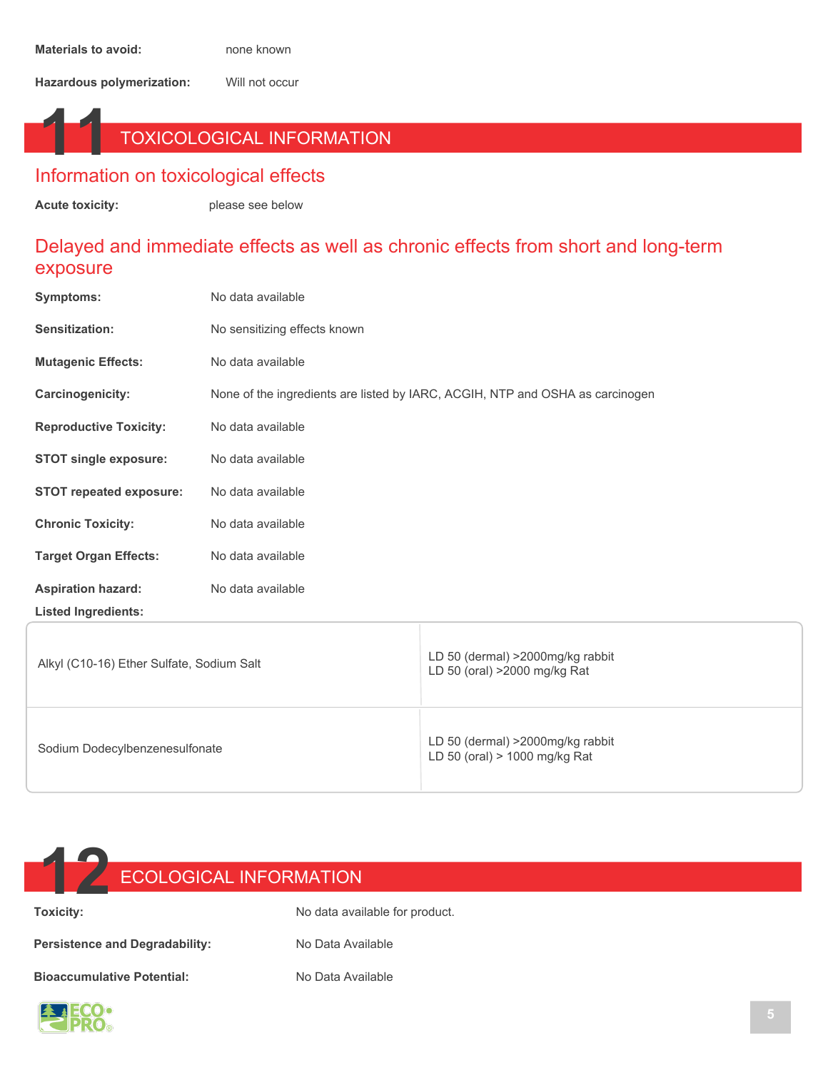**Materials to avoid:** none known

**Hazardous polymerization:** Will not occur

# 11 TOXICOLOGICAL INFORMATION

## Information on toxicological effects

**Acute toxicity:** please see below

## Delayed and immediate effects as well as chronic effects from short and long-term exposure

**Symptoms:** No data available

**Sensitization:** No sensitizing effects known

**Mutagenic Effects:** No data available

**Carcinogenicity:** None of the ingredients are listed by IARC, ACGIH, NTP and OSHA as carcinogen

**Reproductive Toxicity:** No data available

**STOT single exposure:** No data available

**STOT repeated exposure:** No data available

**Chronic Toxicity:** No data available

**Target Organ Effects:** No data available

**Aspiration hazard:** No data available

**Listed Ingredients:**

| Ingredient | Toxicity |
|---|---|
| Alkyl (C10-16) Ether Sulfate, Sodium Salt | LD 50 (dermal) >2000mg/kg rabbit<br>LD 50 (oral) >2000 mg/kg Rat |
| Sodium Dodecylbenzenesulfonate | LD 50 (dermal) >2000mg/kg rabbit<br>LD 50 (oral) > 1000 mg/kg Rat |

# 12 ECOLOGICAL INFORMATION

**Toxicity:** No data available for product.

**Persistence and Degradability:** No Data Available

**Bioaccumulative Potential:** No Data Available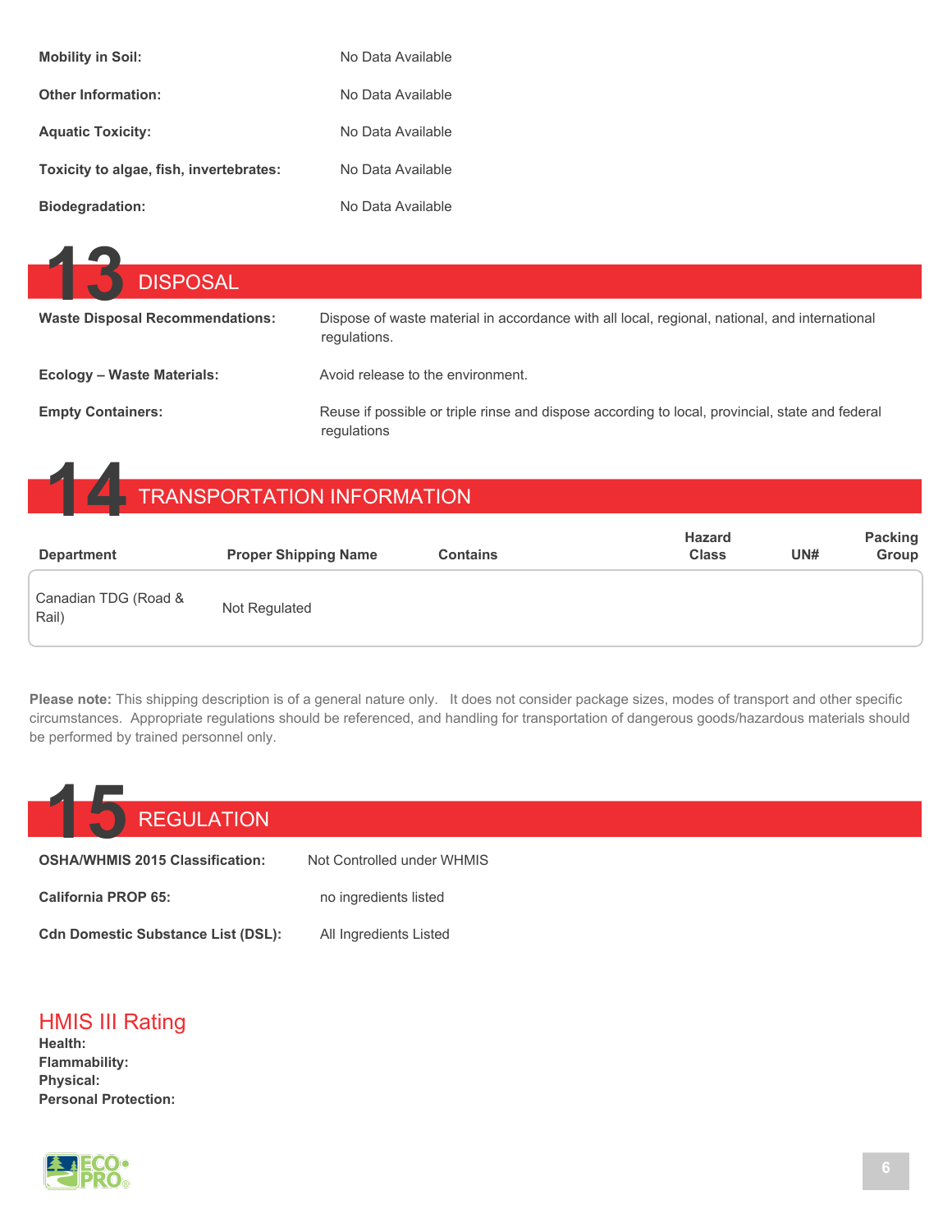**Mobility in Soil:** No Data Available

**Other Information:** No Data Available

**Aquatic Toxicity:** No Data Available

**Toxicity to algae, fish, invertebrates:** No Data Available

**Biodegradation:** No Data Available

## 13 DISPOSAL

**Waste Disposal Recommendations:** Dispose of waste material in accordance with all local, regional, national, and international regulations.

**Ecology – Waste Materials:** Avoid release to the environment.

**Empty Containers:** Reuse if possible or triple rinse and dispose according to local, provincial, state and federal regulations

## 14 TRANSPORTATION INFORMATION

| Department | Proper Shipping Name | Contains | Hazard Class | UN# | Packing Group |
|---|---|---|---|---|---|
| Canadian TDG (Road & Rail) | Not Regulated | | | | |

**Please note:** This shipping description is of a general nature only. It does not consider package sizes, modes of transport and other specific circumstances. Appropriate regulations should be referenced, and handling for transportation of dangerous goods/hazardous materials should be performed by trained personnel only.

## 15 REGULATION

**OSHA/WHMIS 2015 Classification:** Not Controlled under WHMIS

**California PROP 65:** no ingredients listed

**Cdn Domestic Substance List (DSL):** All Ingredients Listed

### HMIS III Rating

**Health:**
**Flammability:**
**Physical:**
**Personal Protection:**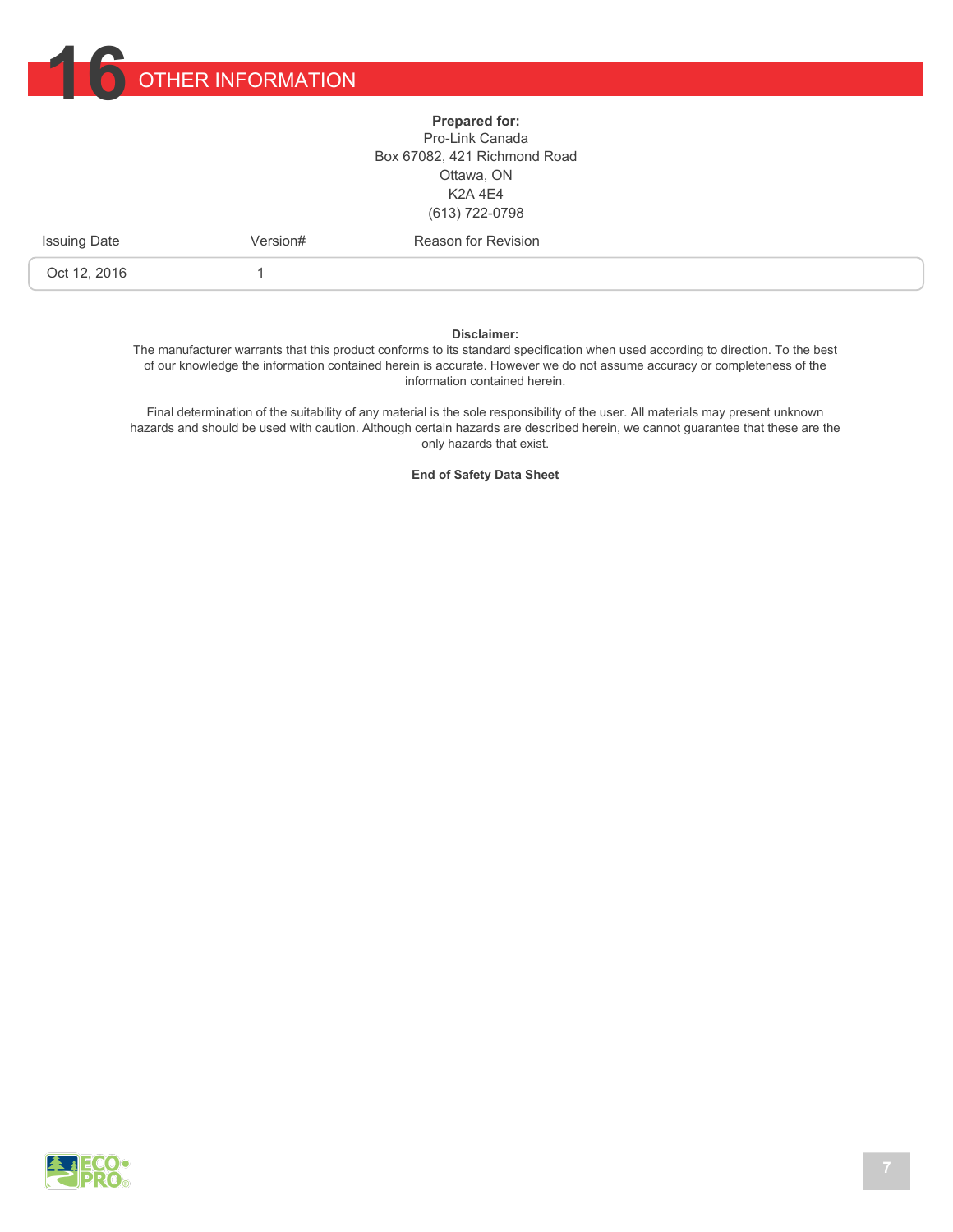# 16 OTHER INFORMATION

**Prepared for:**
Pro-Link Canada
Box 67082, 421 Richmond Road
Ottawa, ON
K2A 4E4
(613) 722-0798

| Issuing Date | Version# | Reason for Revision |
| --- | --- | --- |
| Oct 12, 2016 | 1 | |

**Disclaimer:**
The manufacturer warrants that this product conforms to its standard specification when used according to direction. To the best of our knowledge the information contained herein is accurate. However we do not assume accuracy or completeness of the information contained herein.

Final determination of the suitability of any material is the sole responsibility of the user. All materials may present unknown hazards and should be used with caution. Although certain hazards are described herein, we cannot guarantee that these are the only hazards that exist.

**End of Safety Data Sheet**